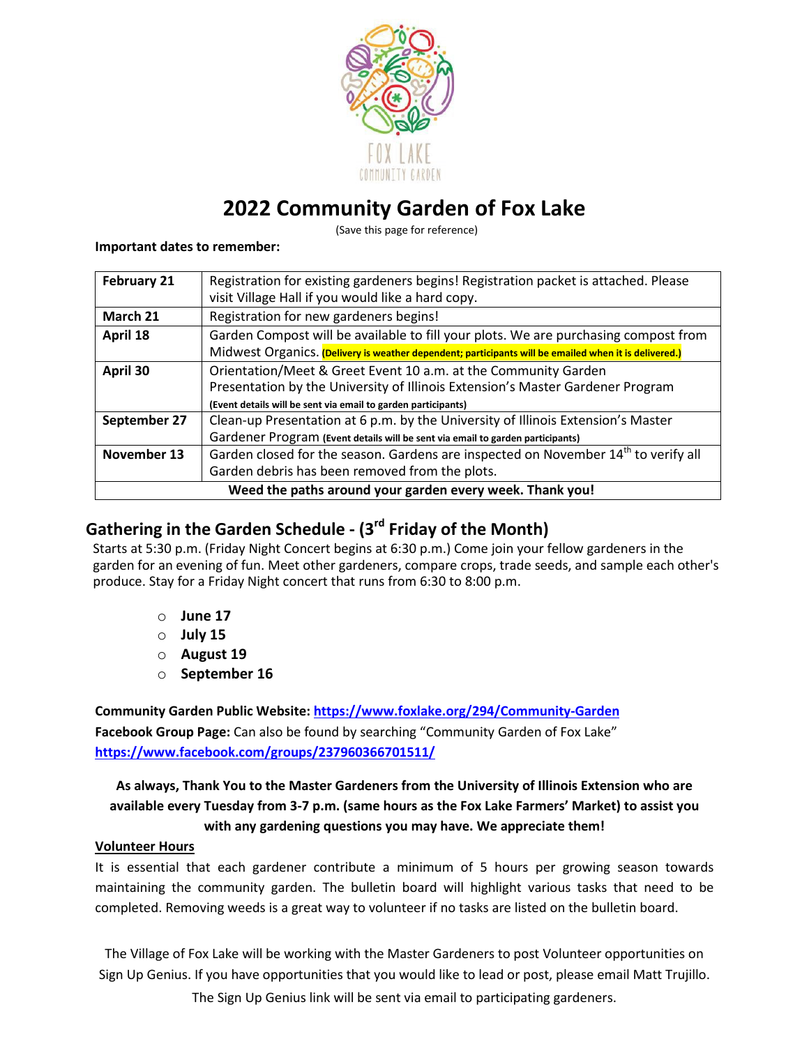FOX LAKE
COMMUNITY GARDEN

# 2022 Community Garden of Fox Lake

(Save this page for reference)

**Important dates to remember:**

| **February 21** | Registration for existing gardeners begins! Registration packet is attached. Please visit Village Hall if you would like a hard copy. |
|---|---|
| **March 21** | Registration for new gardeners begins! |
| **April 18** | Garden Compost will be available to fill your plots. We are purchasing compost from Midwest Organics. **(Delivery is weather dependent; participants will be emailed when it is delivered.)** |
| **April 30** | Orientation/Meet & Greet Event 10 a.m. at the Community Garden<br>Presentation by the University of Illinois Extension's Master Gardener Program<br>**(Event details will be sent via email to garden participants)** |
| **September 27** | Clean-up Presentation at 6 p.m. by the University of Illinois Extension's Master Gardener Program **(Event details will be sent via email to garden participants)** |
| **November 13** | Garden closed for the season. Gardens are inspected on November 14th to verify all Garden debris has been removed from the plots. |
| **Weed the paths around your garden every week. Thank you!** | |

## Gathering in the Garden Schedule - (3rd Friday of the Month)

Starts at 5:30 p.m. (Friday Night Concert begins at 6:30 p.m.) Come join your fellow gardeners in the garden for an evening of fun. Meet other gardeners, compare crops, trade seeds, and sample each other's produce. Stay for a Friday Night concert that runs from 6:30 to 8:00 p.m.

- **June 17**
- **July 15**
- **August 19**
- **September 16**

**Community Garden Public Website:** https://www.foxlake.org/294/Community-Garden
**Facebook Group Page:** Can also be found by searching "Community Garden of Fox Lake"
https://www.facebook.com/groups/237960366701511/

**As always, Thank You to the Master Gardeners from the University of Illinois Extension who are available every Tuesday from 3-7 p.m. (same hours as the Fox Lake Farmers' Market) to assist you with any gardening questions you may have. We appreciate them!**

**Volunteer Hours**

It is essential that each gardener contribute a minimum of 5 hours per growing season towards maintaining the community garden. The bulletin board will highlight various tasks that need to be completed. Removing weeds is a great way to volunteer if no tasks are listed on the bulletin board.

The Village of Fox Lake will be working with the Master Gardeners to post Volunteer opportunities on Sign Up Genius. If you have opportunities that you would like to lead or post, please email Matt Trujillo. The Sign Up Genius link will be sent via email to participating gardeners.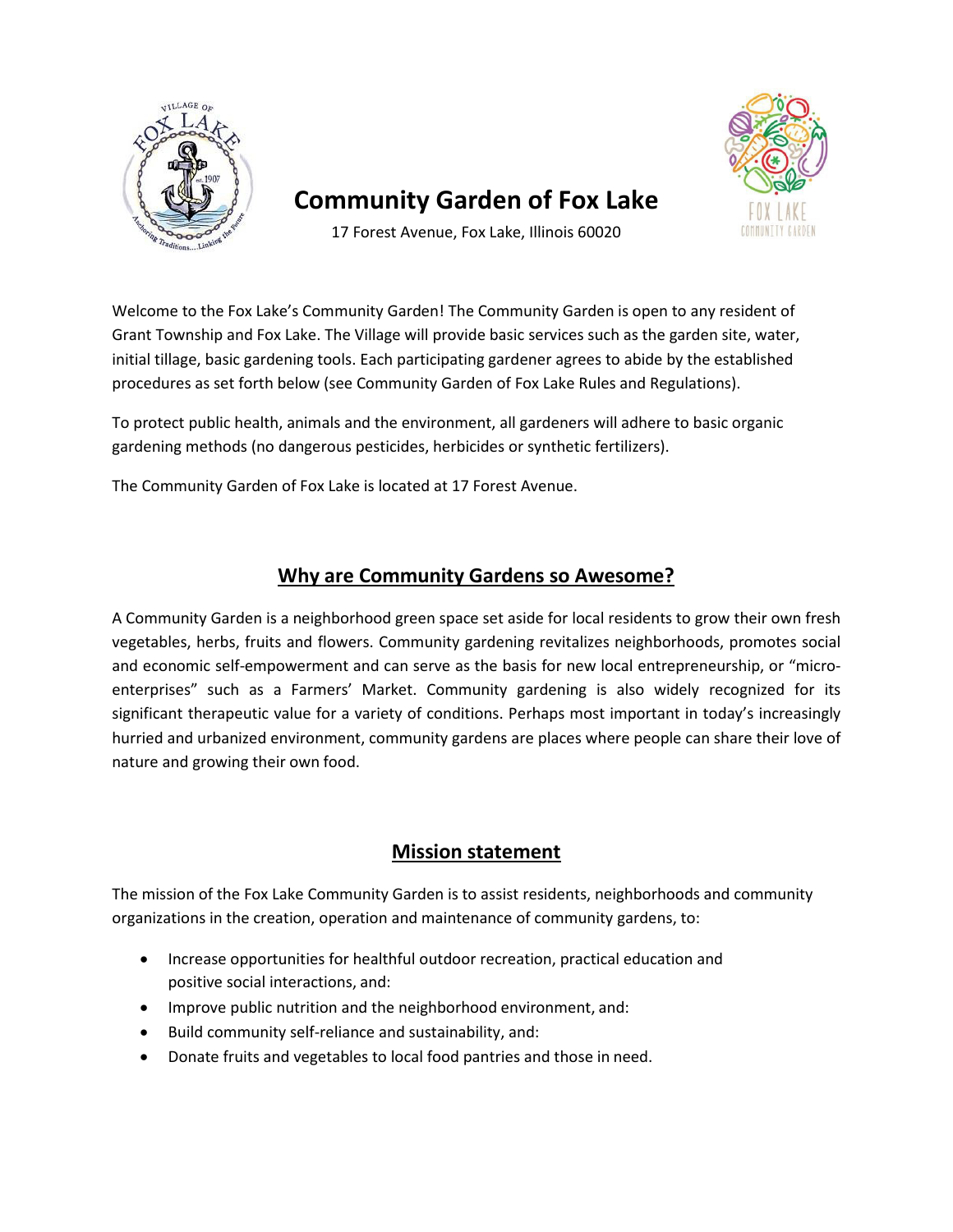# Community Garden of Fox Lake

17 Forest Avenue, Fox Lake, Illinois 60020

Welcome to the Fox Lake's Community Garden! The Community Garden is open to any resident of Grant Township and Fox Lake. The Village will provide basic services such as the garden site, water, initial tillage, basic gardening tools. Each participating gardener agrees to abide by the established procedures as set forth below (see Community Garden of Fox Lake Rules and Regulations).

To protect public health, animals and the environment, all gardeners will adhere to basic organic gardening methods (no dangerous pesticides, herbicides or synthetic fertilizers).

The Community Garden of Fox Lake is located at 17 Forest Avenue.

## Why are Community Gardens so Awesome?

A Community Garden is a neighborhood green space set aside for local residents to grow their own fresh vegetables, herbs, fruits and flowers. Community gardening revitalizes neighborhoods, promotes social and economic self-empowerment and can serve as the basis for new local entrepreneurship, or "micro-enterprises" such as a Farmers' Market. Community gardening is also widely recognized for its significant therapeutic value for a variety of conditions. Perhaps most important in today's increasingly hurried and urbanized environment, community gardens are places where people can share their love of nature and growing their own food.

## Mission statement

The mission of the Fox Lake Community Garden is to assist residents, neighborhoods and community organizations in the creation, operation and maintenance of community gardens, to:

- Increase opportunities for healthful outdoor recreation, practical education and positive social interactions, and:
- Improve public nutrition and the neighborhood environment, and:
- Build community self-reliance and sustainability, and:
- Donate fruits and vegetables to local food pantries and those in need.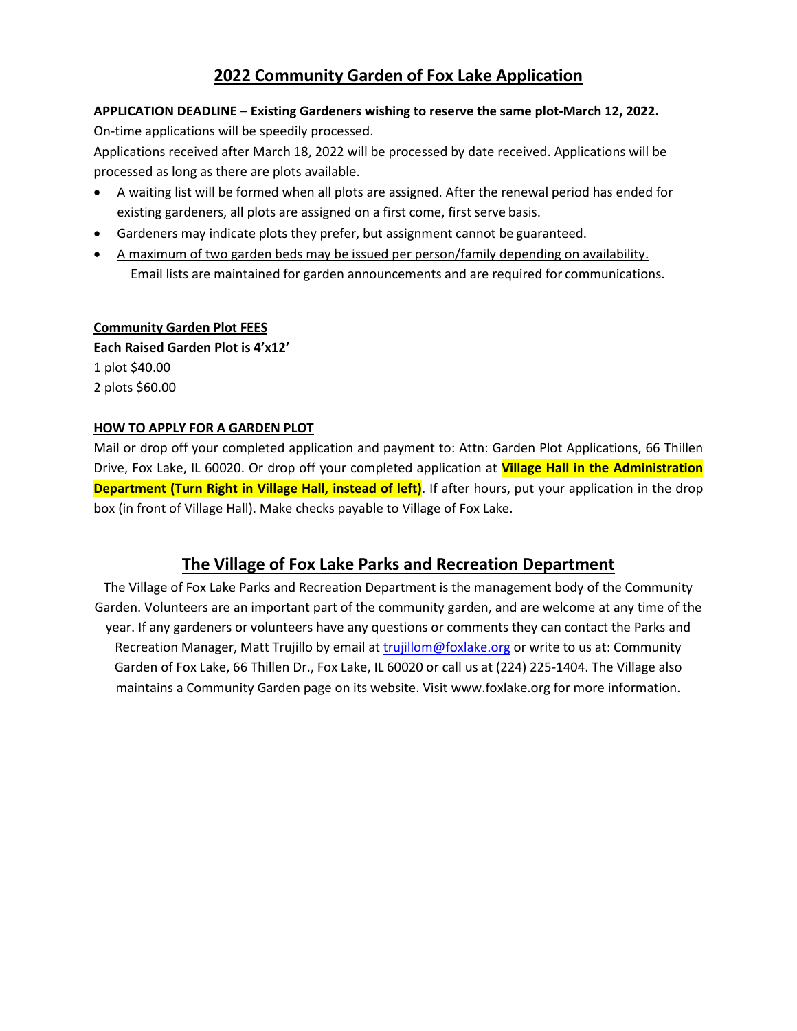# 2022 Community Garden of Fox Lake Application

**APPLICATION DEADLINE – Existing Gardeners wishing to reserve the same plot-March 12, 2022.**

On-time applications will be speedily processed.

Applications received after March 18, 2022 will be processed by date received. Applications will be processed as long as there are plots available.

- A waiting list will be formed when all plots are assigned. After the renewal period has ended for existing gardeners, all plots are assigned on a first come, first serve basis.
- Gardeners may indicate plots they prefer, but assignment cannot be guaranteed.
- A maximum of two garden beds may be issued per person/family depending on availability.
  Email lists are maintained for garden announcements and are required for communications.

**Community Garden Plot FEES**

**Each Raised Garden Plot is 4'x12'**

1 plot $40.00

2 plots $60.00

**HOW TO APPLY FOR A GARDEN PLOT**

Mail or drop off your completed application and payment to: Attn: Garden Plot Applications, 66 Thillen Drive, Fox Lake, IL 60020. Or drop off your completed application at **Village Hall in the Administration Department (Turn Right in Village Hall, instead of left)**. If after hours, put your application in the drop box (in front of Village Hall). Make checks payable to Village of Fox Lake.

## The Village of Fox Lake Parks and Recreation Department

The Village of Fox Lake Parks and Recreation Department is the management body of the Community Garden. Volunteers are an important part of the community garden, and are welcome at any time of the year. If any gardeners or volunteers have any questions or comments they can contact the Parks and Recreation Manager, Matt Trujillo by email at trujillom@foxlake.org or write to us at: Community Garden of Fox Lake, 66 Thillen Dr., Fox Lake, IL 60020 or call us at (224) 225-1404. The Village also maintains a Community Garden page on its website. Visit www.foxlake.org for more information.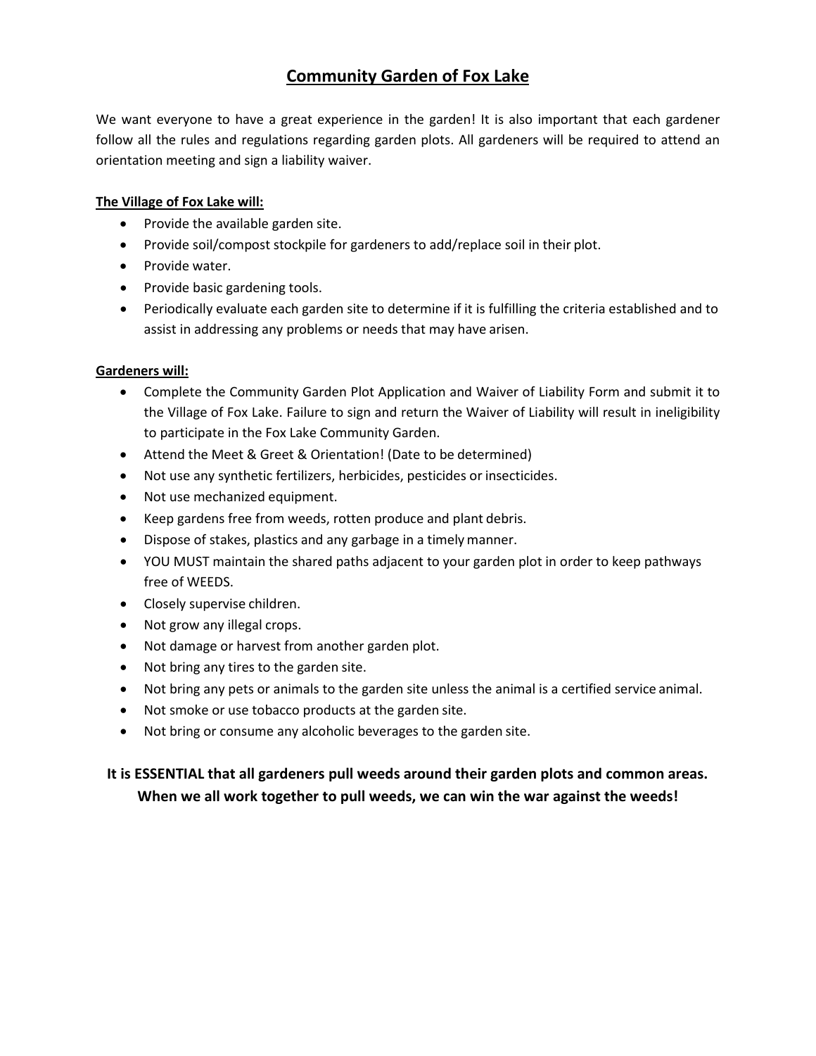# Community Garden of Fox Lake

We want everyone to have a great experience in the garden! It is also important that each gardener follow all the rules and regulations regarding garden plots. All gardeners will be required to attend an orientation meeting and sign a liability waiver.

**The Village of Fox Lake will:**

- Provide the available garden site.
- Provide soil/compost stockpile for gardeners to add/replace soil in their plot.
- Provide water.
- Provide basic gardening tools.
- Periodically evaluate each garden site to determine if it is fulfilling the criteria established and to assist in addressing any problems or needs that may have arisen.

**Gardeners will:**

- Complete the Community Garden Plot Application and Waiver of Liability Form and submit it to the Village of Fox Lake. Failure to sign and return the Waiver of Liability will result in ineligibility to participate in the Fox Lake Community Garden.
- Attend the Meet & Greet & Orientation! (Date to be determined)
- Not use any synthetic fertilizers, herbicides, pesticides or insecticides.
- Not use mechanized equipment.
- Keep gardens free from weeds, rotten produce and plant debris.
- Dispose of stakes, plastics and any garbage in a timely manner.
- YOU MUST maintain the shared paths adjacent to your garden plot in order to keep pathways free of WEEDS.
- Closely supervise children.
- Not grow any illegal crops.
- Not damage or harvest from another garden plot.
- Not bring any tires to the garden site.
- Not bring any pets or animals to the garden site unless the animal is a certified service animal.
- Not smoke or use tobacco products at the garden site.
- Not bring or consume any alcoholic beverages to the garden site.

**It is ESSENTIAL that all gardeners pull weeds around their garden plots and common areas. When we all work together to pull weeds, we can win the war against the weeds!**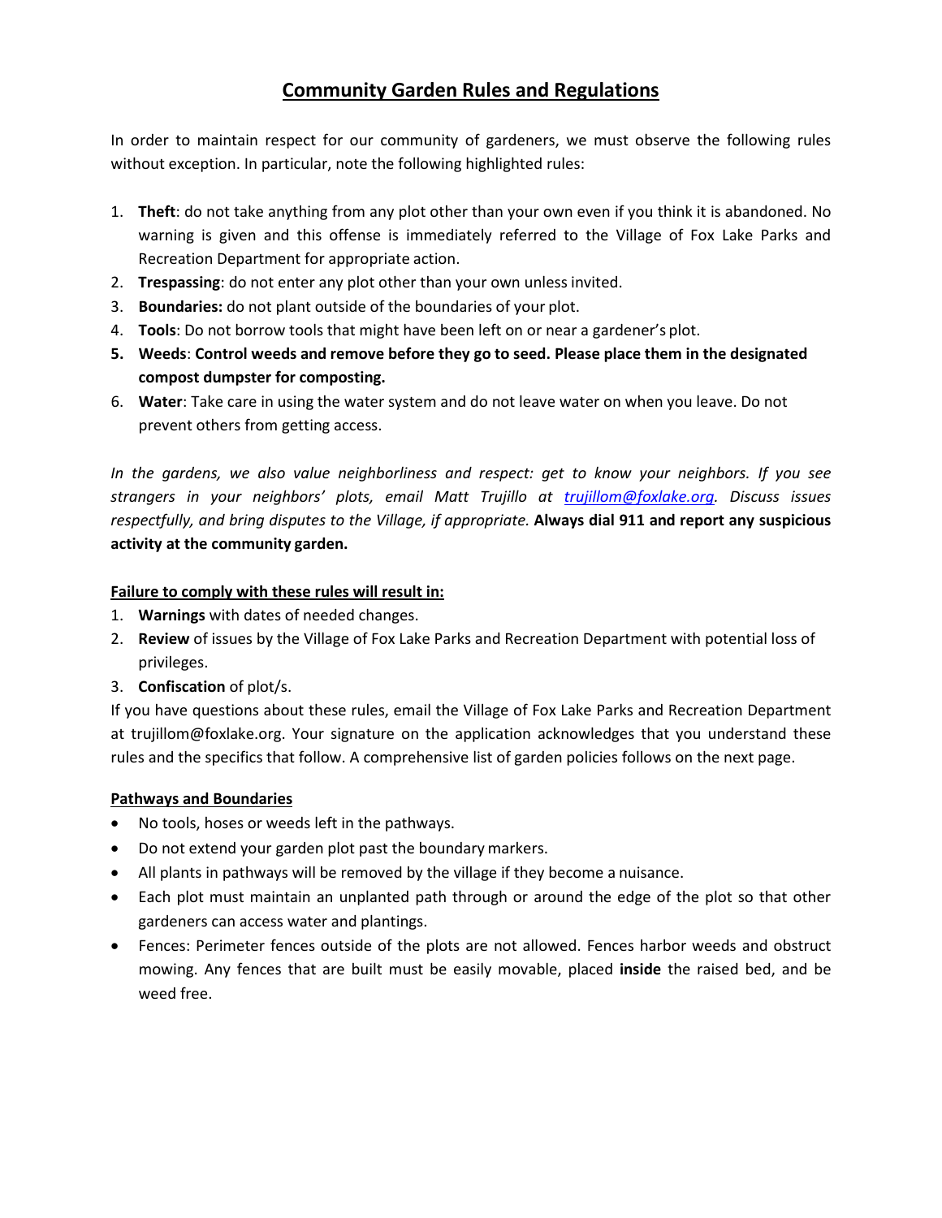# Community Garden Rules and Regulations

In order to maintain respect for our community of gardeners, we must observe the following rules without exception. In particular, note the following highlighted rules:

1. **Theft**: do not take anything from any plot other than your own even if you think it is abandoned. No warning is given and this offense is immediately referred to the Village of Fox Lake Parks and Recreation Department for appropriate action.
2. **Trespassing**: do not enter any plot other than your own unless invited.
3. **Boundaries:** do not plant outside of the boundaries of your plot.
4. **Tools**: Do not borrow tools that might have been left on or near a gardener's plot.
5. **Weeds**: **Control weeds and remove before they go to seed. Please place them in the designated compost dumpster for composting.**
6. **Water**: Take care in using the water system and do not leave water on when you leave. Do not prevent others from getting access.

*In the gardens, we also value neighborliness and respect: get to know your neighbors. If you see strangers in your neighbors' plots, email Matt Trujillo at [trujillom@foxlake.org](mailto:trujillom@foxlake.org). Discuss issues respectfully, and bring disputes to the Village, if appropriate.* **Always dial 911 and report any suspicious activity at the community garden.**

**Failure to comply with these rules will result in:**

1. **Warnings** with dates of needed changes.
2. **Review** of issues by the Village of Fox Lake Parks and Recreation Department with potential loss of privileges.
3. **Confiscation** of plot/s.

If you have questions about these rules, email the Village of Fox Lake Parks and Recreation Department at trujillom@foxlake.org. Your signature on the application acknowledges that you understand these rules and the specifics that follow. A comprehensive list of garden policies follows on the next page.

**Pathways and Boundaries**

- No tools, hoses or weeds left in the pathways.
- Do not extend your garden plot past the boundary markers.
- All plants in pathways will be removed by the village if they become a nuisance.
- Each plot must maintain an unplanted path through or around the edge of the plot so that other gardeners can access water and plantings.
- Fences: Perimeter fences outside of the plots are not allowed. Fences harbor weeds and obstruct mowing. Any fences that are built must be easily movable, placed **inside** the raised bed, and be weed free.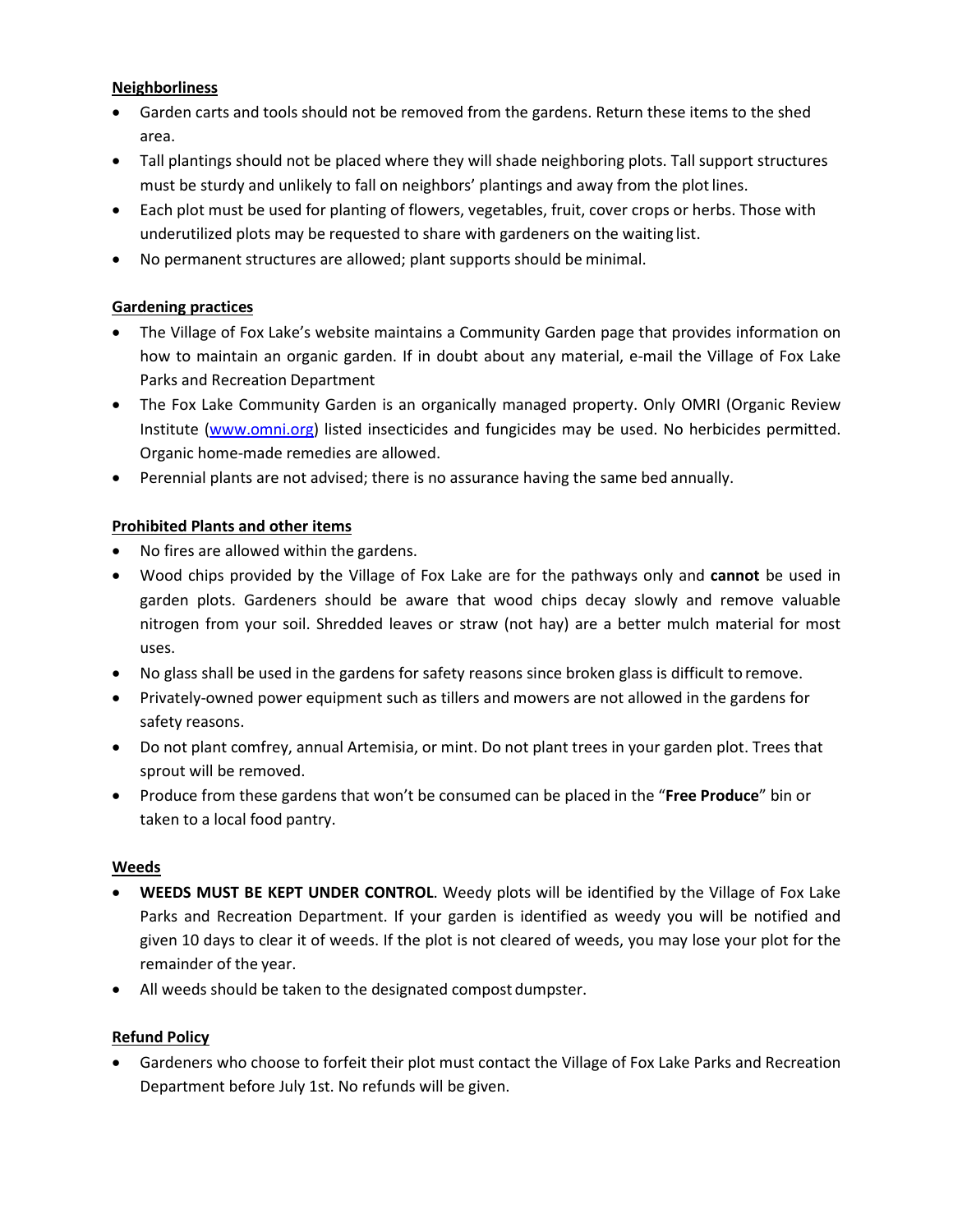**Neighborliness**

- Garden carts and tools should not be removed from the gardens. Return these items to the shed area.
- Tall plantings should not be placed where they will shade neighboring plots. Tall support structures must be sturdy and unlikely to fall on neighbors' plantings and away from the plot lines.
- Each plot must be used for planting of flowers, vegetables, fruit, cover crops or herbs. Those with underutilized plots may be requested to share with gardeners on the waiting list.
- No permanent structures are allowed; plant supports should be minimal.

**Gardening practices**

- The Village of Fox Lake's website maintains a Community Garden page that provides information on how to maintain an organic garden. If in doubt about any material, e-mail the Village of Fox Lake Parks and Recreation Department
- The Fox Lake Community Garden is an organically managed property. Only OMRI (Organic Review Institute ([www.omni.org](www.omni.org)) listed insecticides and fungicides may be used. No herbicides permitted. Organic home-made remedies are allowed.
- Perennial plants are not advised; there is no assurance having the same bed annually.

**Prohibited Plants and other items**

- No fires are allowed within the gardens.
- Wood chips provided by the Village of Fox Lake are for the pathways only and **cannot** be used in garden plots. Gardeners should be aware that wood chips decay slowly and remove valuable nitrogen from your soil. Shredded leaves or straw (not hay) are a better mulch material for most uses.
- No glass shall be used in the gardens for safety reasons since broken glass is difficult to remove.
- Privately-owned power equipment such as tillers and mowers are not allowed in the gardens for safety reasons.
- Do not plant comfrey, annual Artemisia, or mint. Do not plant trees in your garden plot. Trees that sprout will be removed.
- Produce from these gardens that won't be consumed can be placed in the "**Free Produce**" bin or taken to a local food pantry.

**Weeds**

- **WEEDS MUST BE KEPT UNDER CONTROL**. Weedy plots will be identified by the Village of Fox Lake Parks and Recreation Department. If your garden is identified as weedy you will be notified and given 10 days to clear it of weeds. If the plot is not cleared of weeds, you may lose your plot for the remainder of the year.
- All weeds should be taken to the designated compost dumpster.

**Refund Policy**

- Gardeners who choose to forfeit their plot must contact the Village of Fox Lake Parks and Recreation Department before July 1st. No refunds will be given.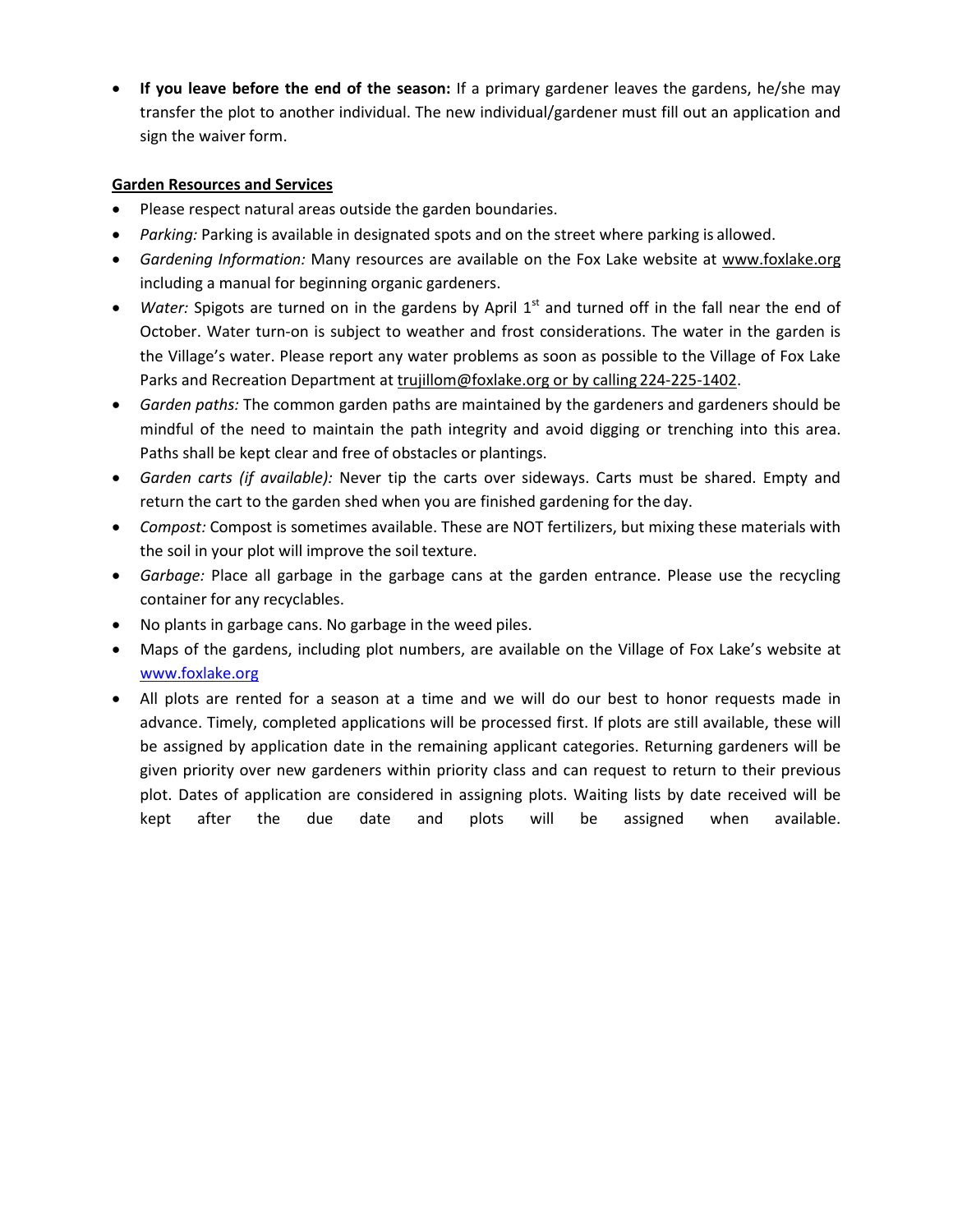- **If you leave before the end of the season:** If a primary gardener leaves the gardens, he/she may transfer the plot to another individual. The new individual/gardener must fill out an application and sign the waiver form.

**Garden Resources and Services**

- Please respect natural areas outside the garden boundaries.
- *Parking:* Parking is available in designated spots and on the street where parking is allowed.
- *Gardening Information:* Many resources are available on the Fox Lake website at www.foxlake.org including a manual for beginning organic gardeners.
- *Water:* Spigots are turned on in the gardens by April 1st and turned off in the fall near the end of October. Water turn-on is subject to weather and frost considerations. The water in the garden is the Village's water. Please report any water problems as soon as possible to the Village of Fox Lake Parks and Recreation Department at trujillom@foxlake.org or by calling 224-225-1402.
- *Garden paths:* The common garden paths are maintained by the gardeners and gardeners should be mindful of the need to maintain the path integrity and avoid digging or trenching into this area. Paths shall be kept clear and free of obstacles or plantings.
- *Garden carts (if available):* Never tip the carts over sideways. Carts must be shared. Empty and return the cart to the garden shed when you are finished gardening for the day.
- *Compost:* Compost is sometimes available. These are NOT fertilizers, but mixing these materials with the soil in your plot will improve the soil texture.
- *Garbage:* Place all garbage in the garbage cans at the garden entrance. Please use the recycling container for any recyclables.
- No plants in garbage cans. No garbage in the weed piles.
- Maps of the gardens, including plot numbers, are available on the Village of Fox Lake's website at www.foxlake.org
- All plots are rented for a season at a time and we will do our best to honor requests made in advance. Timely, completed applications will be processed first. If plots are still available, these will be assigned by application date in the remaining applicant categories. Returning gardeners will be given priority over new gardeners within priority class and can request to return to their previous plot. Dates of application are considered in assigning plots. Waiting lists by date received will be kept after the due date and plots will be assigned when available.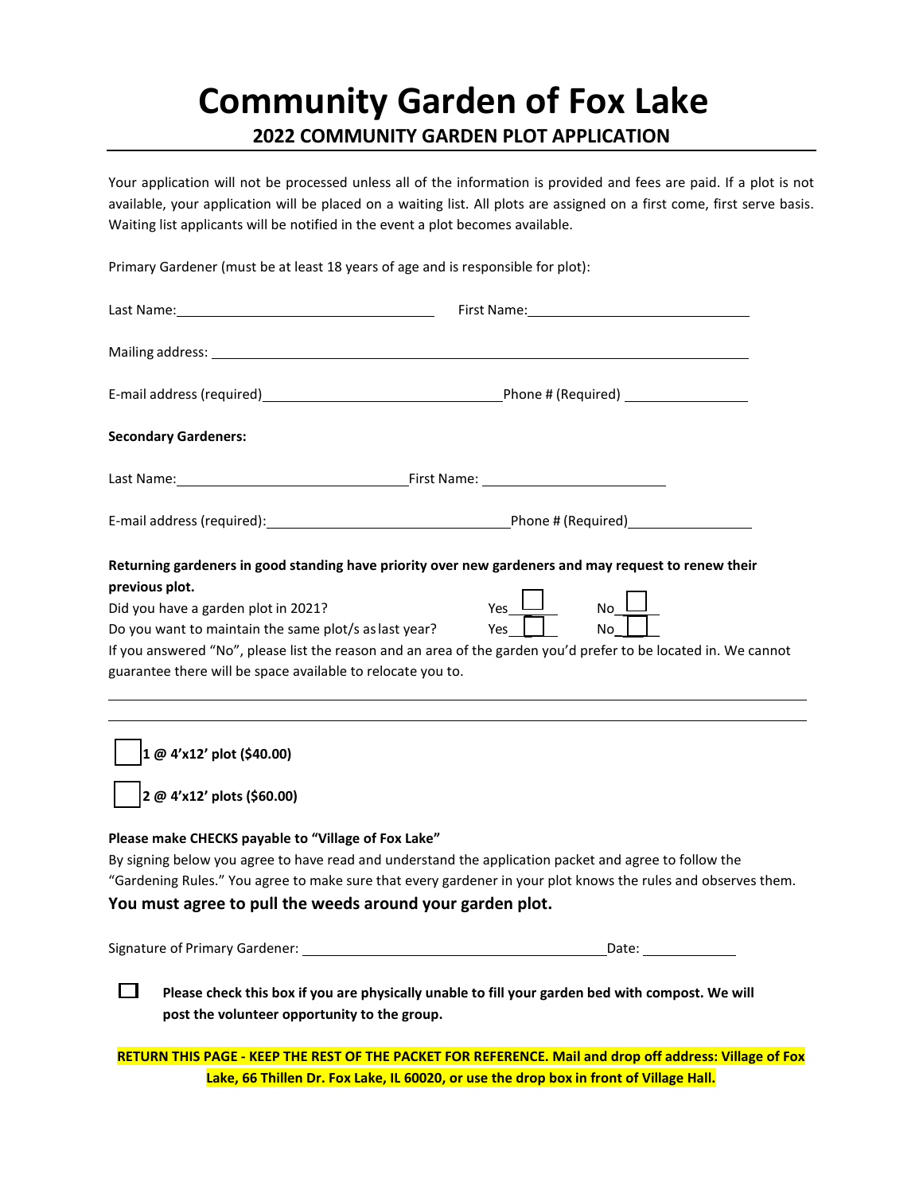# Community Garden of Fox Lake

## 2022 COMMUNITY GARDEN PLOT APPLICATION

Your application will not be processed unless all of the information is provided and fees are paid. If a plot is not available, your application will be placed on a waiting list. All plots are assigned on a first come, first serve basis. Waiting list applicants will be notified in the event a plot becomes available.

Primary Gardener (must be at least 18 years of age and is responsible for plot):

Last Name:_______________________________ First Name:_____________________________

Mailing address: ______________________________________________________________

E-mail address (required)______________________________Phone # (Required) ________________

**Secondary Gardeners:**

Last Name:_____________________________First Name: ________________________

E-mail address (required):______________________________Phone # (Required)________________

**Returning gardeners in good standing have priority over new gardeners and may request to renew their previous plot.**

Did you have a garden plot in 2021? Yes ☐ No ☐

Do you want to maintain the same plot/s as last year? Yes ☐ No ☐

If you answered "No", please list the reason and an area of the garden you'd prefer to be located in. We cannot guarantee there will be space available to relocate you to.

_____________________________________________________________________________

_____________________________________________________________________________

☐ **1 @ 4'x12' plot ($40.00)**

☐ **2 @ 4'x12' plots ($60.00)**

**Please make CHECKS payable to "Village of Fox Lake"**

By signing below you agree to have read and understand the application packet and agree to follow the "Gardening Rules." You agree to make sure that every gardener in your plot knows the rules and observes them.

**You must agree to pull the weeds around your garden plot.**

Signature of Primary Gardener: ________________________________________Date: ____________

☐ **Please check this box if you are physically unable to fill your garden bed with compost. We will post the volunteer opportunity to the group.**

**RETURN THIS PAGE - KEEP THE REST OF THE PACKET FOR REFERENCE. Mail and drop off address: Village of Fox Lake, 66 Thillen Dr. Fox Lake, IL 60020, or use the drop box in front of Village Hall.**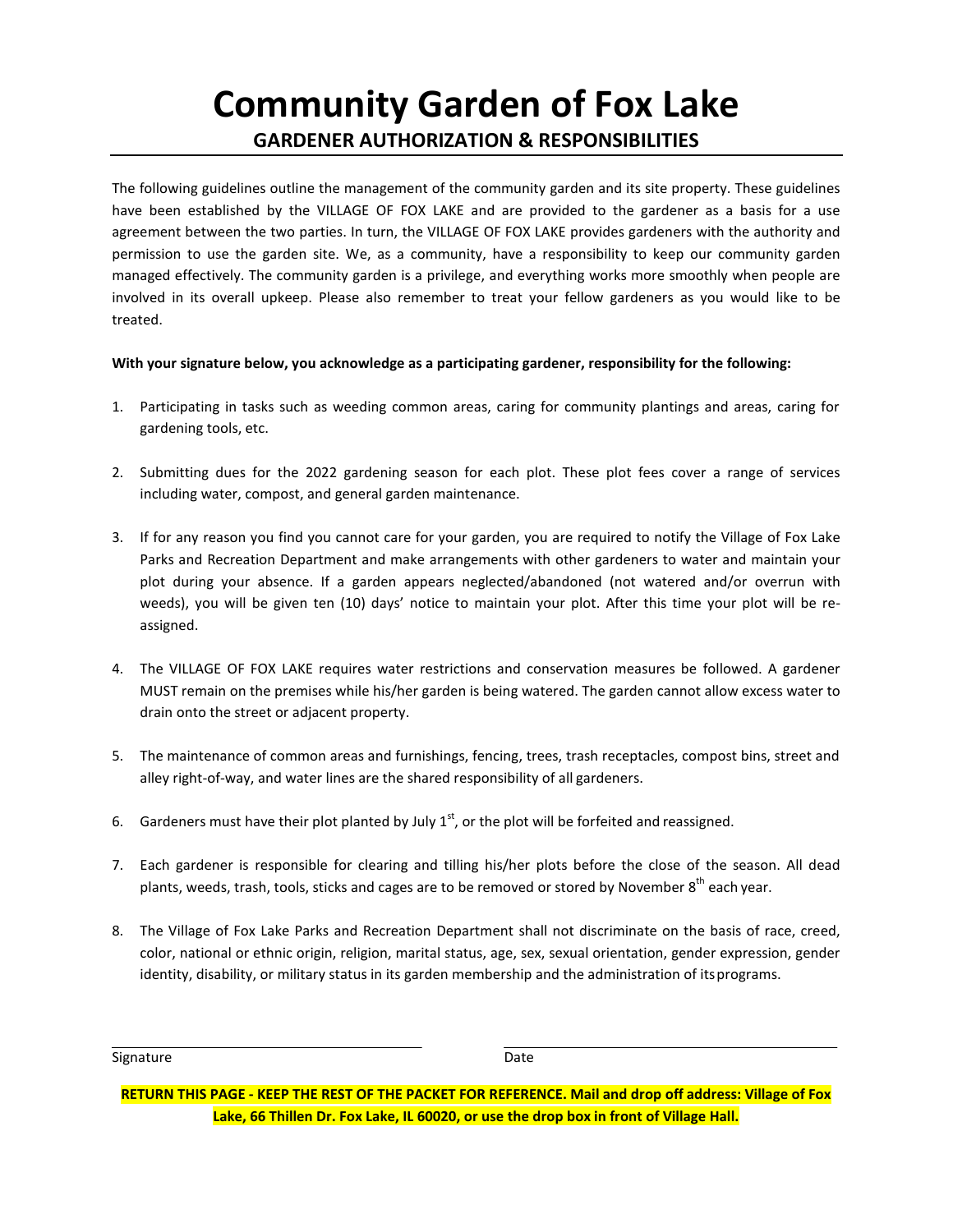# Community Garden of Fox Lake

## GARDENER AUTHORIZATION & RESPONSIBILITIES

The following guidelines outline the management of the community garden and its site property. These guidelines have been established by the VILLAGE OF FOX LAKE and are provided to the gardener as a basis for a use agreement between the two parties. In turn, the VILLAGE OF FOX LAKE provides gardeners with the authority and permission to use the garden site. We, as a community, have a responsibility to keep our community garden managed effectively. The community garden is a privilege, and everything works more smoothly when people are involved in its overall upkeep. Please also remember to treat your fellow gardeners as you would like to be treated.

**With your signature below, you acknowledge as a participating gardener, responsibility for the following:**

1. Participating in tasks such as weeding common areas, caring for community plantings and areas, caring for gardening tools, etc.

2. Submitting dues for the 2022 gardening season for each plot. These plot fees cover a range of services including water, compost, and general garden maintenance.

3. If for any reason you find you cannot care for your garden, you are required to notify the Village of Fox Lake Parks and Recreation Department and make arrangements with other gardeners to water and maintain your plot during your absence. If a garden appears neglected/abandoned (not watered and/or overrun with weeds), you will be given ten (10) days' notice to maintain your plot. After this time your plot will be re-assigned.

4. The VILLAGE OF FOX LAKE requires water restrictions and conservation measures be followed. A gardener MUST remain on the premises while his/her garden is being watered. The garden cannot allow excess water to drain onto the street or adjacent property.

5. The maintenance of common areas and furnishings, fencing, trees, trash receptacles, compost bins, street and alley right-of-way, and water lines are the shared responsibility of all gardeners.

6. Gardeners must have their plot planted by July 1st, or the plot will be forfeited and reassigned.

7. Each gardener is responsible for clearing and tilling his/her plots before the close of the season. All dead plants, weeds, trash, tools, sticks and cages are to be removed or stored by November 8th each year.

8. The Village of Fox Lake Parks and Recreation Department shall not discriminate on the basis of race, creed, color, national or ethnic origin, religion, marital status, age, sex, sexual orientation, gender expression, gender identity, disability, or military status in its garden membership and the administration of its programs.

\_\_\_\_\_\_\_\_\_\_\_\_\_\_\_\_\_\_\_\_\_\_\_\_\_\_\_\_\_\_\_\_ \_\_\_\_\_\_\_\_\_\_\_\_\_\_\_\_\_\_\_\_\_\_\_\_\_\_\_\_\_\_\_\_

Signature Date

**RETURN THIS PAGE - KEEP THE REST OF THE PACKET FOR REFERENCE. Mail and drop off address: Village of Fox Lake, 66 Thillen Dr. Fox Lake, IL 60020, or use the drop box in front of Village Hall.**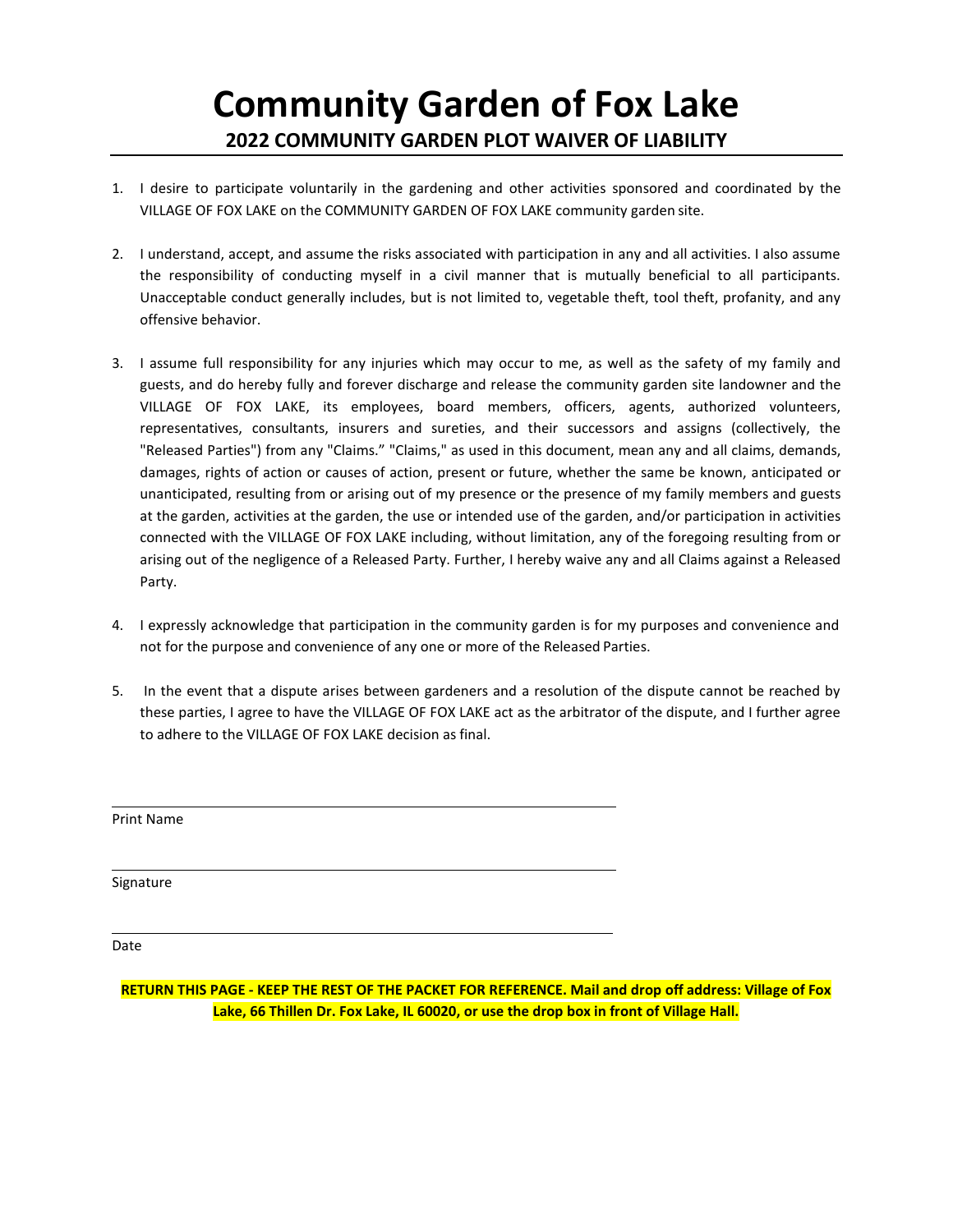# Community Garden of Fox Lake

## 2022 COMMUNITY GARDEN PLOT WAIVER OF LIABILITY

1. I desire to participate voluntarily in the gardening and other activities sponsored and coordinated by the VILLAGE OF FOX LAKE on the COMMUNITY GARDEN OF FOX LAKE community garden site.

2. I understand, accept, and assume the risks associated with participation in any and all activities. I also assume the responsibility of conducting myself in a civil manner that is mutually beneficial to all participants. Unacceptable conduct generally includes, but is not limited to, vegetable theft, tool theft, profanity, and any offensive behavior.

3. I assume full responsibility for any injuries which may occur to me, as well as the safety of my family and guests, and do hereby fully and forever discharge and release the community garden site landowner and the VILLAGE OF FOX LAKE, its employees, board members, officers, agents, authorized volunteers, representatives, consultants, insurers and sureties, and their successors and assigns (collectively, the "Released Parties") from any "Claims." "Claims," as used in this document, mean any and all claims, demands, damages, rights of action or causes of action, present or future, whether the same be known, anticipated or unanticipated, resulting from or arising out of my presence or the presence of my family members and guests at the garden, activities at the garden, the use or intended use of the garden, and/or participation in activities connected with the VILLAGE OF FOX LAKE including, without limitation, any of the foregoing resulting from or arising out of the negligence of a Released Party. Further, I hereby waive any and all Claims against a Released Party.

4. I expressly acknowledge that participation in the community garden is for my purposes and convenience and not for the purpose and convenience of any one or more of the Released Parties.

5. In the event that a dispute arises between gardeners and a resolution of the dispute cannot be reached by these parties, I agree to have the VILLAGE OF FOX LAKE act as the arbitrator of the dispute, and I further agree to adhere to the VILLAGE OF FOX LAKE decision as final.

\_\_\_\_\_\_\_\_\_\_\_\_\_\_\_\_\_\_\_\_\_\_\_\_\_\_\_\_\_\_\_\_\_\_\_\_\_\_\_\_\_\_\_\_

Print Name

\_\_\_\_\_\_\_\_\_\_\_\_\_\_\_\_\_\_\_\_\_\_\_\_\_\_\_\_\_\_\_\_\_\_\_\_\_\_\_\_\_\_\_\_

Signature

\_\_\_\_\_\_\_\_\_\_\_\_\_\_\_\_\_\_\_\_\_\_\_\_\_\_\_\_\_\_\_\_\_\_\_\_\_\_\_\_\_\_\_\_

Date

**RETURN THIS PAGE - KEEP THE REST OF THE PACKET FOR REFERENCE. Mail and drop off address: Village of Fox Lake, 66 Thillen Dr. Fox Lake, IL 60020, or use the drop box in front of Village Hall.**